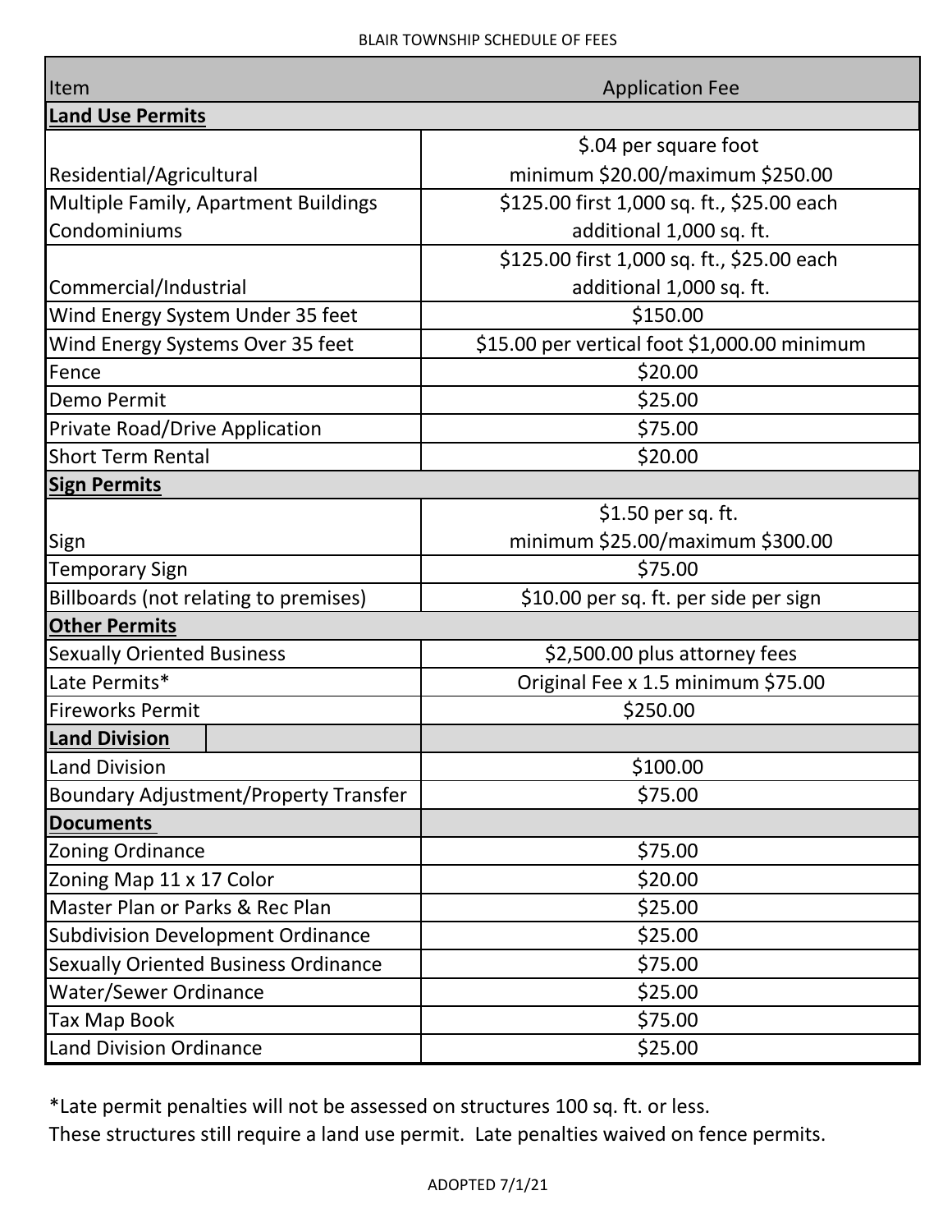BLAIR TOWNSHIP SCHEDULE OF FEES

| Item | Application Fee |
|---|---|
| **Land Use Permits** | |
| Residential/Agricultural | $.04 per square foot minimum $20.00/maximum $250.00 |
| Multiple Family, Apartment Buildings Condominiums | $125.00 first 1,000 sq. ft., $25.00 each additional 1,000 sq. ft. |
| Commercial/Industrial | $125.00 first 1,000 sq. ft., $25.00 each additional 1,000 sq. ft. |
| Wind Energy System Under 35 feet | $150.00 |
| Wind Energy Systems Over 35 feet | $15.00 per vertical foot $1,000.00 minimum |
| Fence | $20.00 |
| Demo Permit | $25.00 |
| Private Road/Drive Application | $75.00 |
| Short Term Rental | $20.00 |
| **Sign Permits** | |
| Sign | $1.50 per sq. ft. minimum $25.00/maximum $300.00 |
| Temporary Sign | $75.00 |
| Billboards (not relating to premises) | $10.00 per sq. ft. per side per sign |
| **Other Permits** | |
| Sexually Oriented Business | $2,500.00 plus attorney fees |
| Late Permits* | Original Fee x 1.5 minimum $75.00 |
| Fireworks Permit | $250.00 |
| **Land Division** | |
| Land Division | $100.00 |
| Boundary Adjustment/Property Transfer | $75.00 |
| **Documents** | |
| Zoning Ordinance | $75.00 |
| Zoning Map 11 x 17 Color | $20.00 |
| Master Plan or Parks & Rec Plan | $25.00 |
| Subdivision Development Ordinance | $25.00 |
| Sexually Oriented Business Ordinance | $75.00 |
| Water/Sewer Ordinance | $25.00 |
| Tax Map Book | $75.00 |
| Land Division Ordinance | $25.00 |

*Late permit penalties will not be assessed on structures 100 sq. ft. or less.
These structures still require a land use permit. Late penalties waived on fence permits.

ADOPTED 7/1/21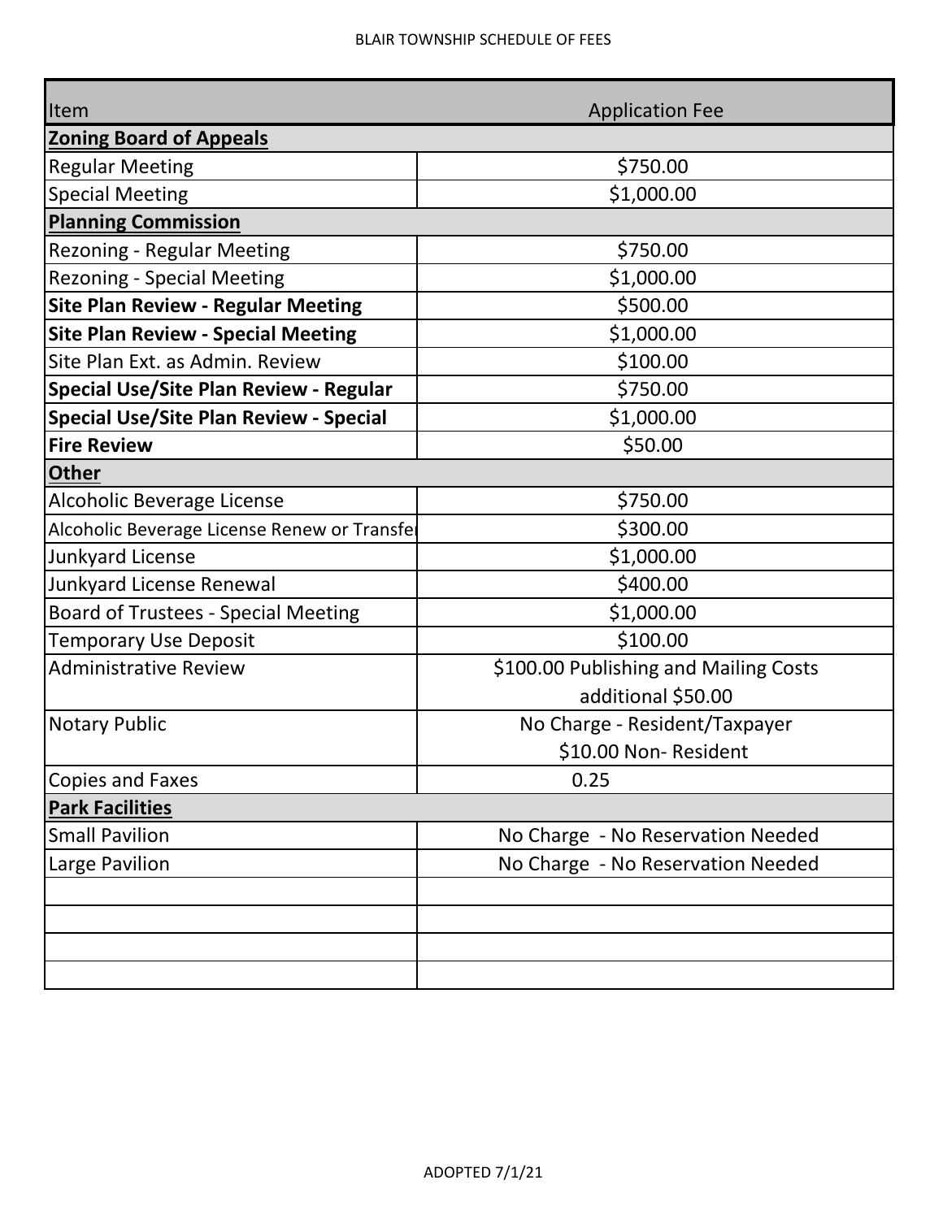BLAIR TOWNSHIP SCHEDULE OF FEES

| Item | Application Fee |
|---|---|
| **Zoning Board of Appeals** | |
| Regular Meeting | $750.00 |
| Special Meeting | $1,000.00 |
| **Planning Commission** | |
| Rezoning - Regular Meeting | $750.00 |
| Rezoning - Special Meeting | $1,000.00 |
| **Site Plan Review - Regular Meeting** | $500.00 |
| **Site Plan Review - Special Meeting** | $1,000.00 |
| Site Plan Ext. as Admin. Review | $100.00 |
| **Special Use/Site Plan Review - Regular** | $750.00 |
| **Special Use/Site Plan Review - Special** | $1,000.00 |
| **Fire Review** | $50.00 |
| **Other** | |
| Alcoholic Beverage License | $750.00 |
| Alcoholic Beverage License Renew or Transfer | $300.00 |
| Junkyard License | $1,000.00 |
| Junkyard License Renewal | $400.00 |
| Board of Trustees - Special Meeting | $1,000.00 |
| Temporary Use Deposit | $100.00 |
| Administrative Review | $100.00 Publishing and Mailing Costs additional $50.00 |
| Notary Public | No Charge - Resident/Taxpayer $10.00 Non- Resident |
| Copies and Faxes | 0.25 |
| **Park Facilities** | |
| Small Pavilion | No Charge - No Reservation Needed |
| Large Pavilion | No Charge - No Reservation Needed |
| | |
| | |
| | |
| | |

ADOPTED 7/1/21